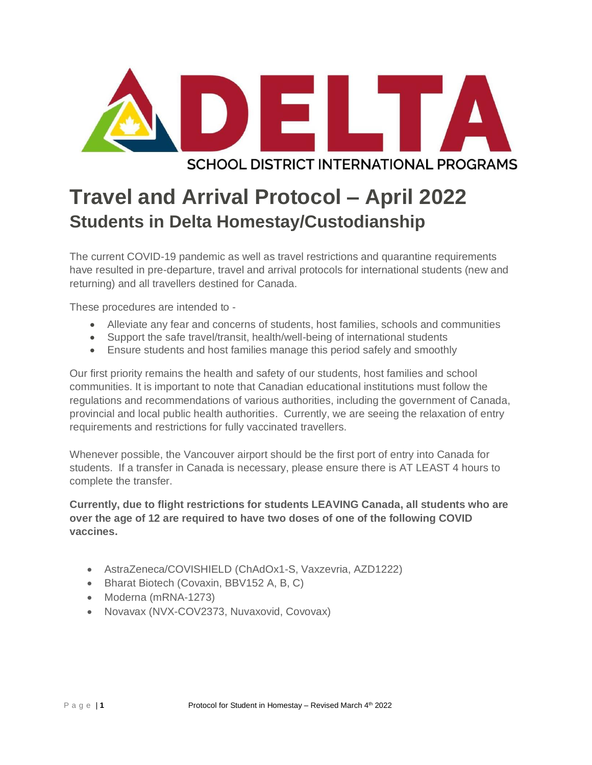DELTA

SCHOOL DISTRICT INTERNATIONAL PROGRAMS

# Travel and Arrival Protocol – April 2022
## Students in Delta Homestay/Custodianship

The current COVID-19 pandemic as well as travel restrictions and quarantine requirements have resulted in pre-departure, travel and arrival protocols for international students (new and returning) and all travellers destined for Canada.

These procedures are intended to -

- Alleviate any fear and concerns of students, host families, schools and communities
- Support the safe travel/transit, health/well-being of international students
- Ensure students and host families manage this period safely and smoothly

Our first priority remains the health and safety of our students, host families and school communities. It is important to note that Canadian educational institutions must follow the regulations and recommendations of various authorities, including the government of Canada, provincial and local public health authorities. Currently, we are seeing the relaxation of entry requirements and restrictions for fully vaccinated travellers.

Whenever possible, the Vancouver airport should be the first port of entry into Canada for students. If a transfer in Canada is necessary, please ensure there is AT LEAST 4 hours to complete the transfer.

**Currently, due to flight restrictions for students LEAVING Canada, all students who are over the age of 12 are required to have two doses of one of the following COVID vaccines.**

- AstraZeneca/COVISHIELD (ChAdOx1-S, Vaxzevria, AZD1222)
- Bharat Biotech (Covaxin, BBV152 A, B, C)
- Moderna (mRNA-1273)
- Novavax (NVX-COV2373, Nuvaxovid, Covovax)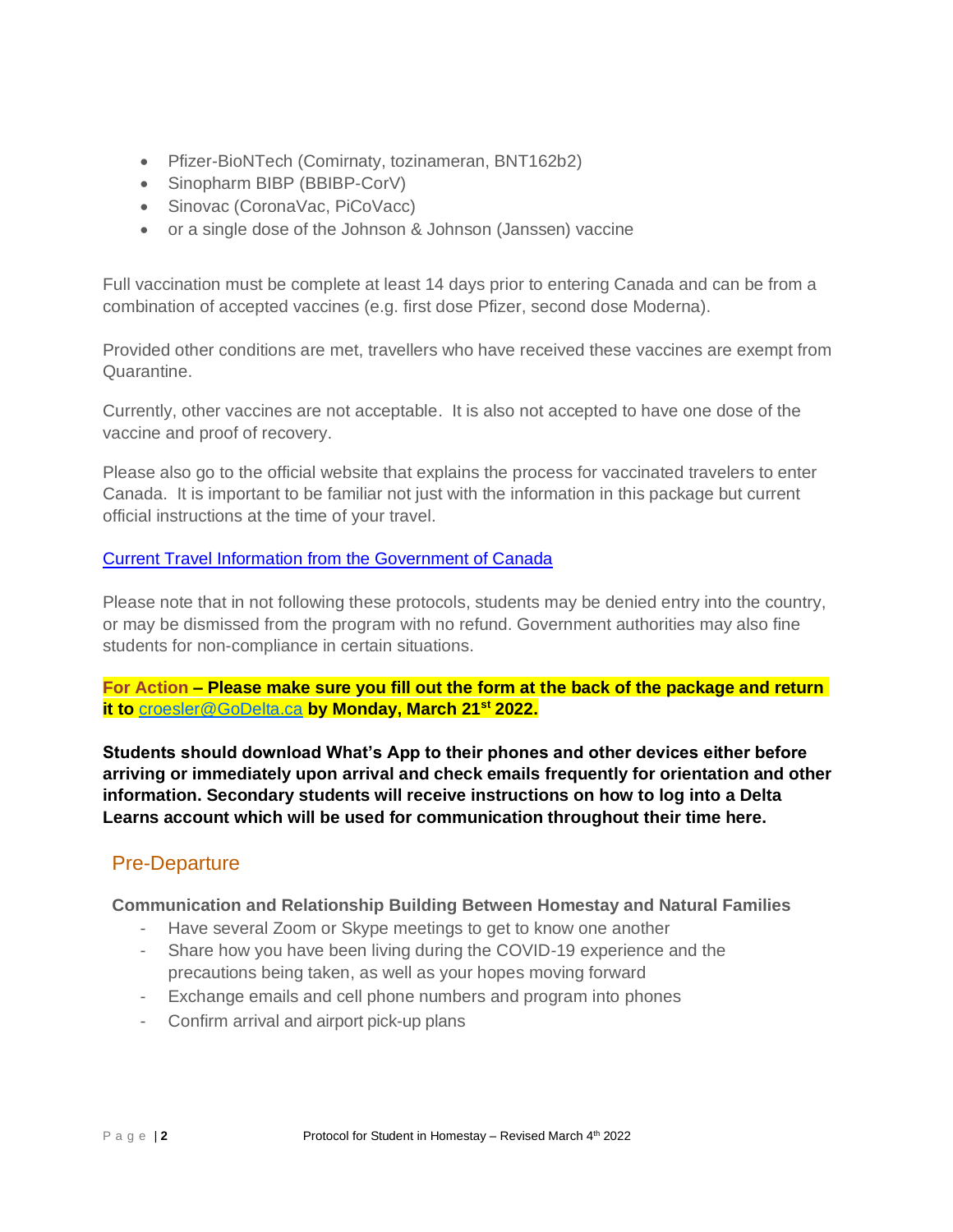- Pfizer-BioNTech (Comirnaty, tozinameran, BNT162b2)
- Sinopharm BIBP (BBIBP-CorV)
- Sinovac (CoronaVac, PiCoVacc)
- or a single dose of the Johnson & Johnson (Janssen) vaccine

Full vaccination must be complete at least 14 days prior to entering Canada and can be from a combination of accepted vaccines (e.g. first dose Pfizer, second dose Moderna).

Provided other conditions are met, travellers who have received these vaccines are exempt from Quarantine.

Currently, other vaccines are not acceptable. It is also not accepted to have one dose of the vaccine and proof of recovery.

Please also go to the official website that explains the process for vaccinated travelers to enter Canada. It is important to be familiar not just with the information in this package but current official instructions at the time of your travel.

Current Travel Information from the Government of Canada

Please note that in not following these protocols, students may be denied entry into the country, or may be dismissed from the program with no refund. Government authorities may also fine students for non-compliance in certain situations.

**For Action – Please make sure you fill out the form at the back of the package and return it to croesler@GoDelta.ca by Monday, March 21st 2022.**

**Students should download What's App to their phones and other devices either before arriving or immediately upon arrival and check emails frequently for orientation and other information. Secondary students will receive instructions on how to log into a Delta Learns account which will be used for communication throughout their time here.**

## Pre-Departure

**Communication and Relationship Building Between Homestay and Natural Families**

- Have several Zoom or Skype meetings to get to know one another
- Share how you have been living during the COVID-19 experience and the precautions being taken, as well as your hopes moving forward
- Exchange emails and cell phone numbers and program into phones
- Confirm arrival and airport pick-up plans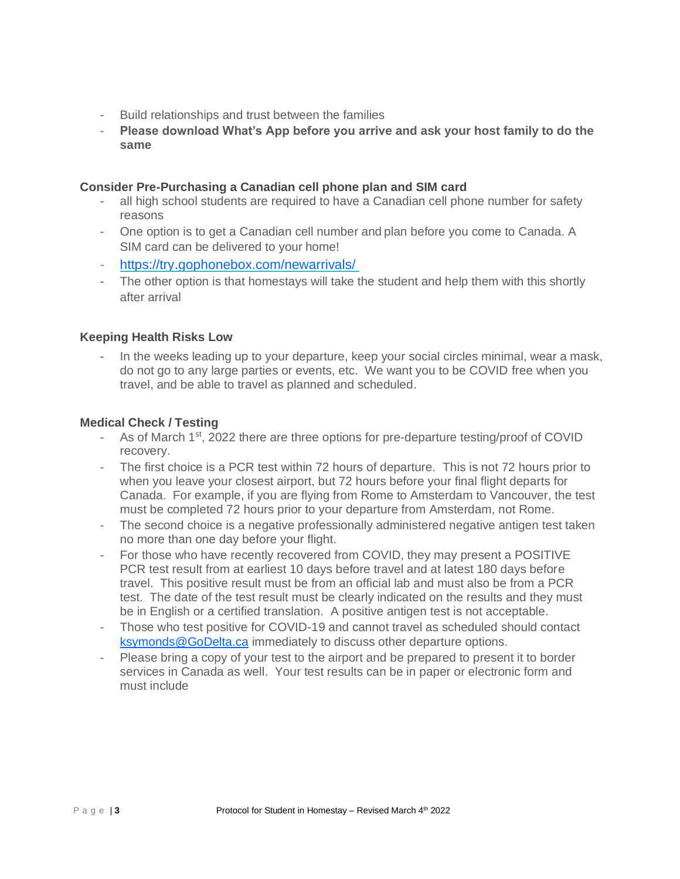- Build relationships and trust between the families
- **Please download What's App before you arrive and ask your host family to do the same**

**Consider Pre-Purchasing a Canadian cell phone plan and SIM card**

- all high school students are required to have a Canadian cell phone number for safety reasons
- One option is to get a Canadian cell number and plan before you come to Canada. A SIM card can be delivered to your home!
- https://try.gophonebox.com/newarrivals/
- The other option is that homestays will take the student and help them with this shortly after arrival

**Keeping Health Risks Low**

- In the weeks leading up to your departure, keep your social circles minimal, wear a mask, do not go to any large parties or events, etc. We want you to be COVID free when you travel, and be able to travel as planned and scheduled.

**Medical Check / Testing**

- As of March 1st, 2022 there are three options for pre-departure testing/proof of COVID recovery.
- The first choice is a PCR test within 72 hours of departure. This is not 72 hours prior to when you leave your closest airport, but 72 hours before your final flight departs for Canada. For example, if you are flying from Rome to Amsterdam to Vancouver, the test must be completed 72 hours prior to your departure from Amsterdam, not Rome.
- The second choice is a negative professionally administered negative antigen test taken no more than one day before your flight.
- For those who have recently recovered from COVID, they may present a POSITIVE PCR test result from at earliest 10 days before travel and at latest 180 days before travel. This positive result must be from an official lab and must also be from a PCR test. The date of the test result must be clearly indicated on the results and they must be in English or a certified translation. A positive antigen test is not acceptable.
- Those who test positive for COVID-19 and cannot travel as scheduled should contact ksymonds@GoDelta.ca immediately to discuss other departure options.
- Please bring a copy of your test to the airport and be prepared to present it to border services in Canada as well. Your test results can be in paper or electronic form and must include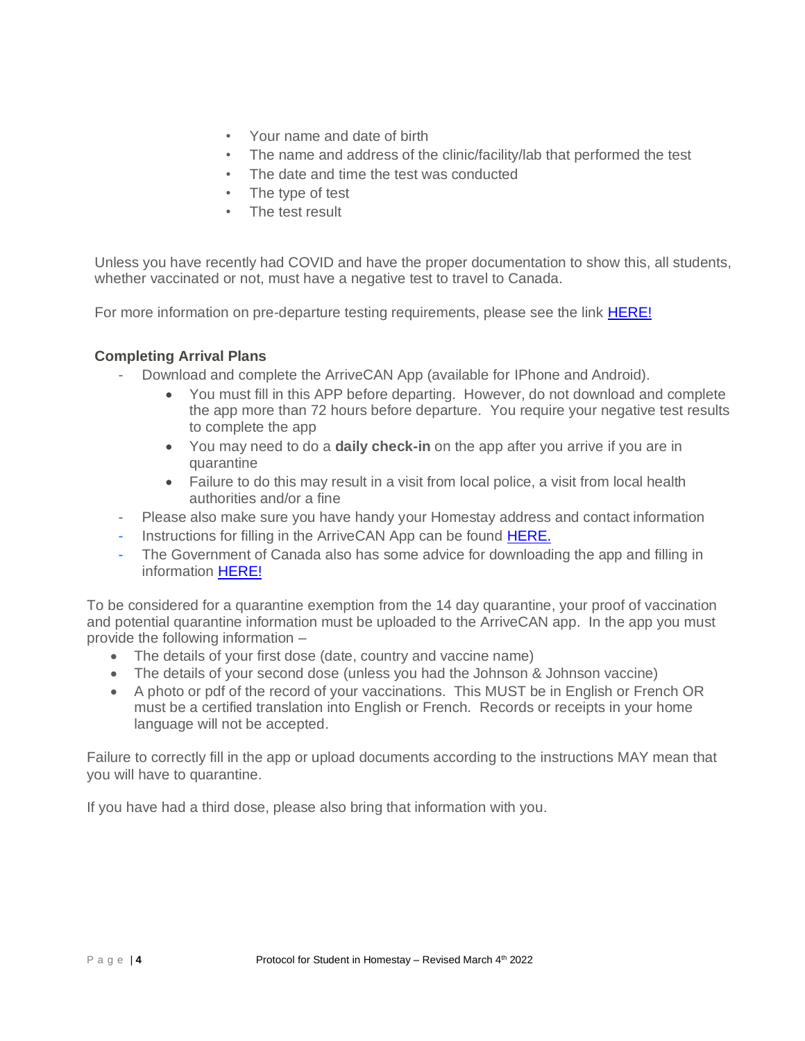- Your name and date of birth
- The name and address of the clinic/facility/lab that performed the test
- The date and time the test was conducted
- The type of test
- The test result

Unless you have recently had COVID and have the proper documentation to show this, all students, whether vaccinated or not, must have a negative test to travel to Canada.

For more information on pre-departure testing requirements, please see the link HERE!

**Completing Arrival Plans**

- Download and complete the ArriveCAN App (available for IPhone and Android).
  - You must fill in this APP before departing. However, do not download and complete the app more than 72 hours before departure. You require your negative test results to complete the app
  - You may need to do a **daily check-in** on the app after you arrive if you are in quarantine
  - Failure to do this may result in a visit from local police, a visit from local health authorities and/or a fine
- Please also make sure you have handy your Homestay address and contact information
- Instructions for filling in the ArriveCAN App can be found HERE.
- The Government of Canada also has some advice for downloading the app and filling in information HERE!

To be considered for a quarantine exemption from the 14 day quarantine, your proof of vaccination and potential quarantine information must be uploaded to the ArriveCAN app. In the app you must provide the following information –

- The details of your first dose (date, country and vaccine name)
- The details of your second dose (unless you had the Johnson & Johnson vaccine)
- A photo or pdf of the record of your vaccinations. This MUST be in English or French OR must be a certified translation into English or French. Records or receipts in your home language will not be accepted.

Failure to correctly fill in the app or upload documents according to the instructions MAY mean that you will have to quarantine.

If you have had a third dose, please also bring that information with you.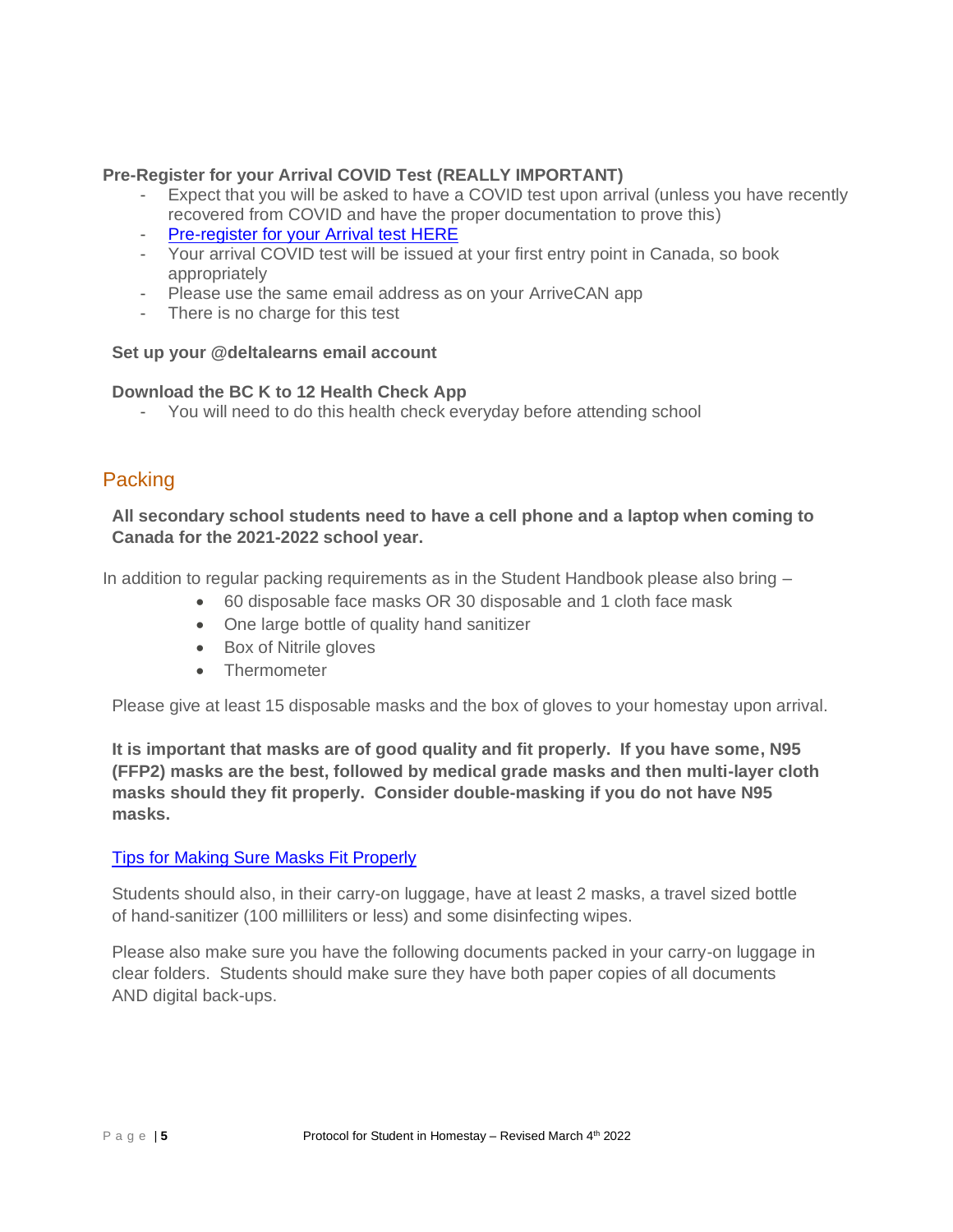**Pre-Register for your Arrival COVID Test (REALLY IMPORTANT)**

- Expect that you will be asked to have a COVID test upon arrival (unless you have recently recovered from COVID and have the proper documentation to prove this)
- Pre-register for your Arrival test HERE
- Your arrival COVID test will be issued at your first entry point in Canada, so book appropriately
- Please use the same email address as on your ArriveCAN app
- There is no charge for this test

**Set up your @deltalearns email account**

**Download the BC K to 12 Health Check App**

- You will need to do this health check everyday before attending school

## Packing

**All secondary school students need to have a cell phone and a laptop when coming to Canada for the 2021-2022 school year.**

In addition to regular packing requirements as in the Student Handbook please also bring –

- 60 disposable face masks OR 30 disposable and 1 cloth face mask
- One large bottle of quality hand sanitizer
- Box of Nitrile gloves
- Thermometer

Please give at least 15 disposable masks and the box of gloves to your homestay upon arrival.

**It is important that masks are of good quality and fit properly. If you have some, N95 (FFP2) masks are the best, followed by medical grade masks and then multi-layer cloth masks should they fit properly. Consider double-masking if you do not have N95 masks.**

Tips for Making Sure Masks Fit Properly

Students should also, in their carry-on luggage, have at least 2 masks, a travel sized bottle of hand-sanitizer (100 milliliters or less) and some disinfecting wipes.

Please also make sure you have the following documents packed in your carry-on luggage in clear folders. Students should make sure they have both paper copies of all documents AND digital back-ups.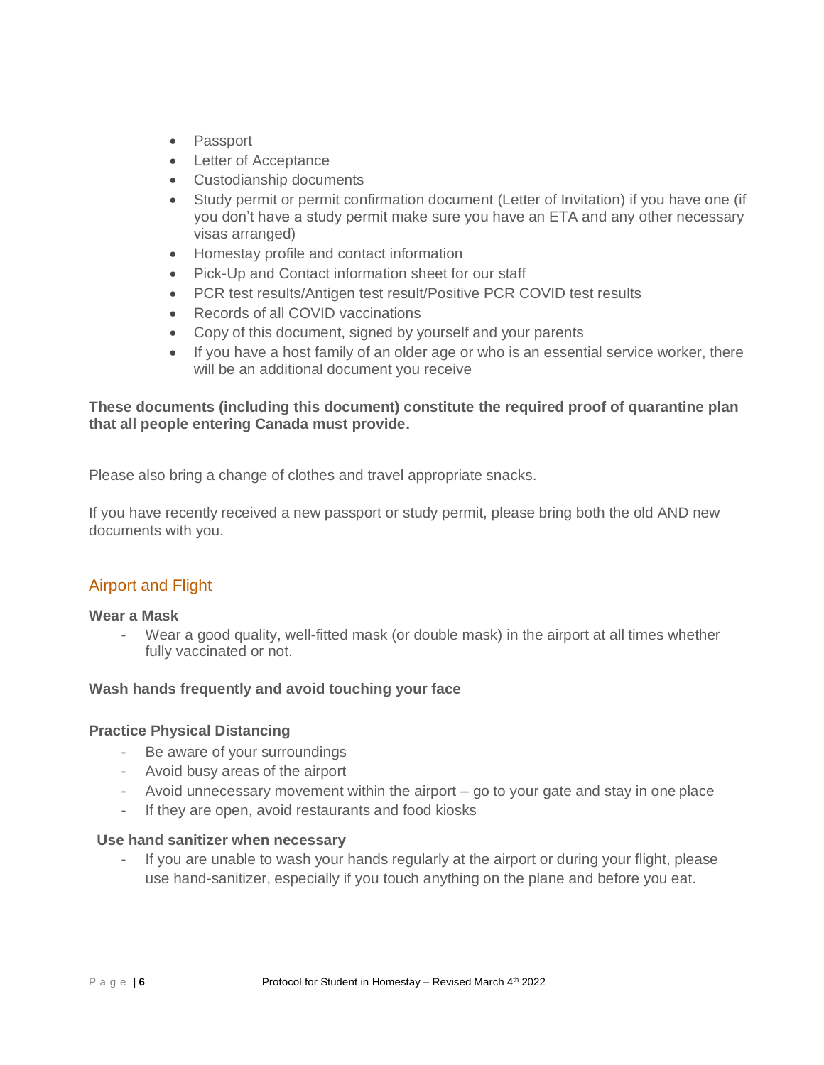- Passport
- Letter of Acceptance
- Custodianship documents
- Study permit or permit confirmation document (Letter of Invitation) if you have one (if you don't have a study permit make sure you have an ETA and any other necessary visas arranged)
- Homestay profile and contact information
- Pick-Up and Contact information sheet for our staff
- PCR test results/Antigen test result/Positive PCR COVID test results
- Records of all COVID vaccinations
- Copy of this document, signed by yourself and your parents
- If you have a host family of an older age or who is an essential service worker, there will be an additional document you receive

**These documents (including this document) constitute the required proof of quarantine plan that all people entering Canada must provide.**

Please also bring a change of clothes and travel appropriate snacks.

If you have recently received a new passport or study permit, please bring both the old AND new documents with you.

## Airport and Flight

**Wear a Mask**

- Wear a good quality, well-fitted mask (or double mask) in the airport at all times whether fully vaccinated or not.

**Wash hands frequently and avoid touching your face**

**Practice Physical Distancing**

- Be aware of your surroundings
- Avoid busy areas of the airport
- Avoid unnecessary movement within the airport – go to your gate and stay in one place
- If they are open, avoid restaurants and food kiosks

**Use hand sanitizer when necessary**

- If you are unable to wash your hands regularly at the airport or during your flight, please use hand-sanitizer, especially if you touch anything on the plane and before you eat.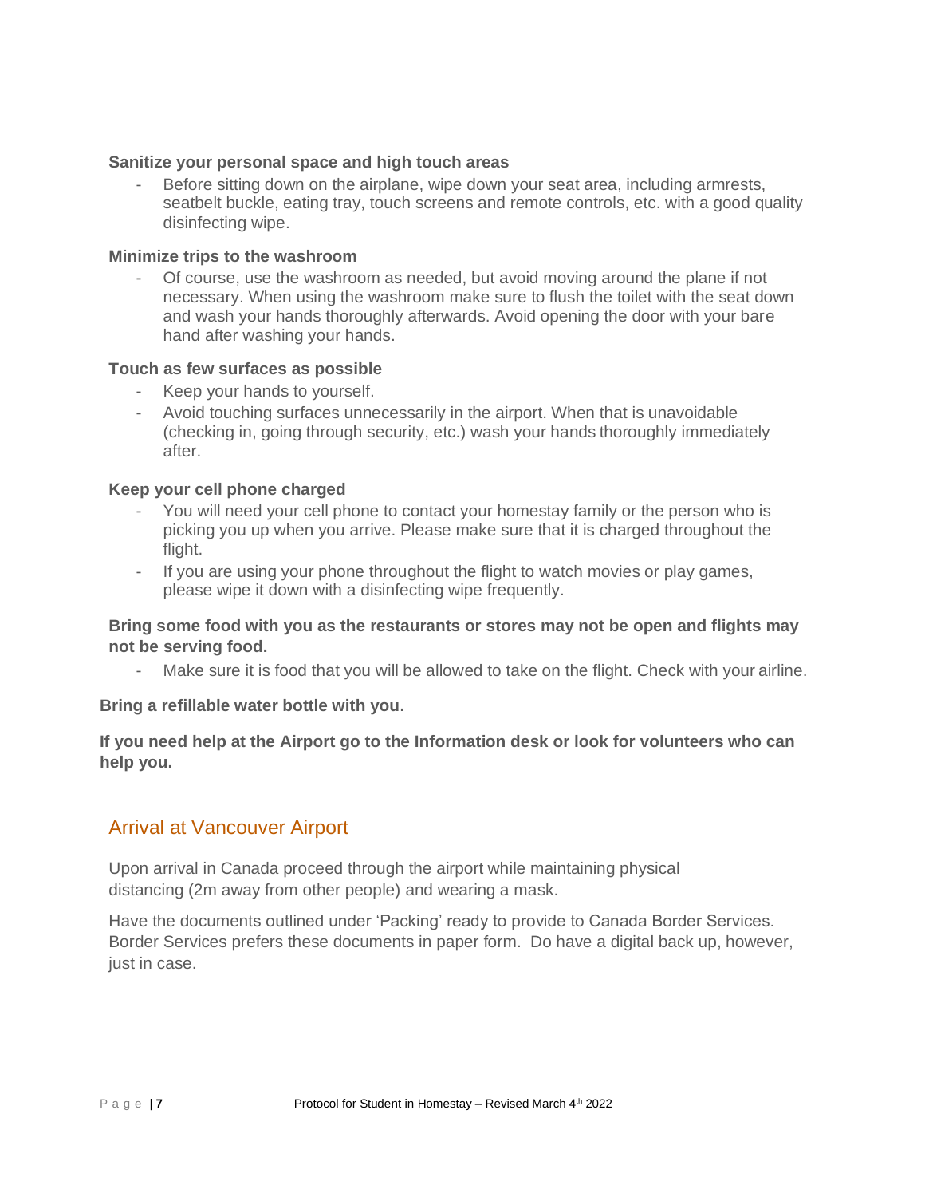**Sanitize your personal space and high touch areas**

- Before sitting down on the airplane, wipe down your seat area, including armrests, seatbelt buckle, eating tray, touch screens and remote controls, etc. with a good quality disinfecting wipe.

**Minimize trips to the washroom**

- Of course, use the washroom as needed, but avoid moving around the plane if not necessary. When using the washroom make sure to flush the toilet with the seat down and wash your hands thoroughly afterwards. Avoid opening the door with your bare hand after washing your hands.

**Touch as few surfaces as possible**

- Keep your hands to yourself.
- Avoid touching surfaces unnecessarily in the airport. When that is unavoidable (checking in, going through security, etc.) wash your hands thoroughly immediately after.

**Keep your cell phone charged**

- You will need your cell phone to contact your homestay family or the person who is picking you up when you arrive. Please make sure that it is charged throughout the flight.
- If you are using your phone throughout the flight to watch movies or play games, please wipe it down with a disinfecting wipe frequently.

**Bring some food with you as the restaurants or stores may not be open and flights may not be serving food.**

- Make sure it is food that you will be allowed to take on the flight. Check with your airline.

**Bring a refillable water bottle with you.**

**If you need help at the Airport go to the Information desk or look for volunteers who can help you.**

## Arrival at Vancouver Airport

Upon arrival in Canada proceed through the airport while maintaining physical distancing (2m away from other people) and wearing a mask.

Have the documents outlined under 'Packing' ready to provide to Canada Border Services. Border Services prefers these documents in paper form. Do have a digital back up, however, just in case.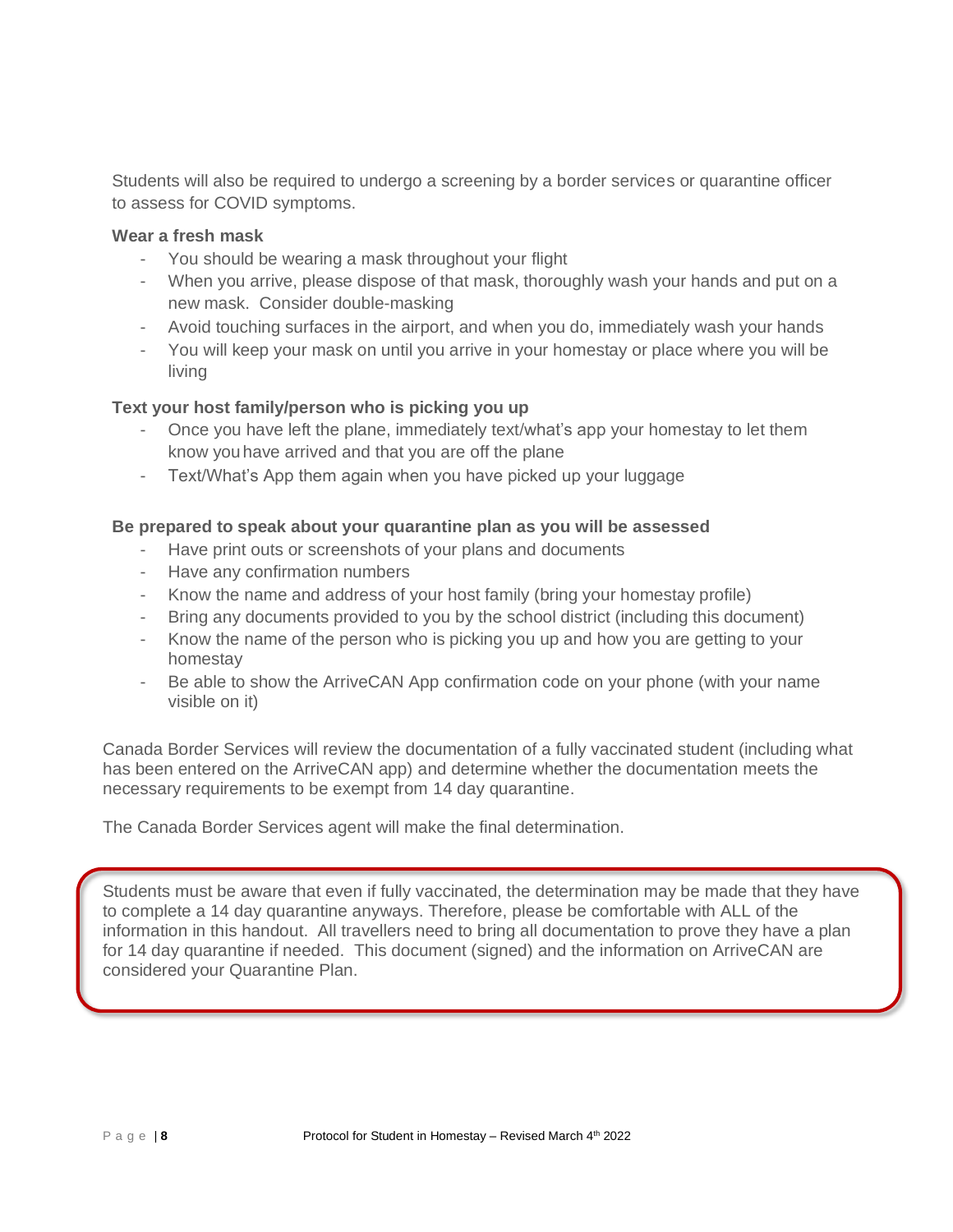Students will also be required to undergo a screening by a border services or quarantine officer to assess for COVID symptoms.

**Wear a fresh mask**

- You should be wearing a mask throughout your flight
- When you arrive, please dispose of that mask, thoroughly wash your hands and put on a new mask. Consider double-masking
- Avoid touching surfaces in the airport, and when you do, immediately wash your hands
- You will keep your mask on until you arrive in your homestay or place where you will be living

**Text your host family/person who is picking you up**

- Once you have left the plane, immediately text/what's app your homestay to let them know you have arrived and that you are off the plane
- Text/What's App them again when you have picked up your luggage

**Be prepared to speak about your quarantine plan as you will be assessed**

- Have print outs or screenshots of your plans and documents
- Have any confirmation numbers
- Know the name and address of your host family (bring your homestay profile)
- Bring any documents provided to you by the school district (including this document)
- Know the name of the person who is picking you up and how you are getting to your homestay
- Be able to show the ArriveCAN App confirmation code on your phone (with your name visible on it)

Canada Border Services will review the documentation of a fully vaccinated student (including what has been entered on the ArriveCAN app) and determine whether the documentation meets the necessary requirements to be exempt from 14 day quarantine.

The Canada Border Services agent will make the final determination.

Students must be aware that even if fully vaccinated, the determination may be made that they have to complete a 14 day quarantine anyways. Therefore, please be comfortable with ALL of the information in this handout. All travellers need to bring all documentation to prove they have a plan for 14 day quarantine if needed. This document (signed) and the information on ArriveCAN are considered your Quarantine Plan.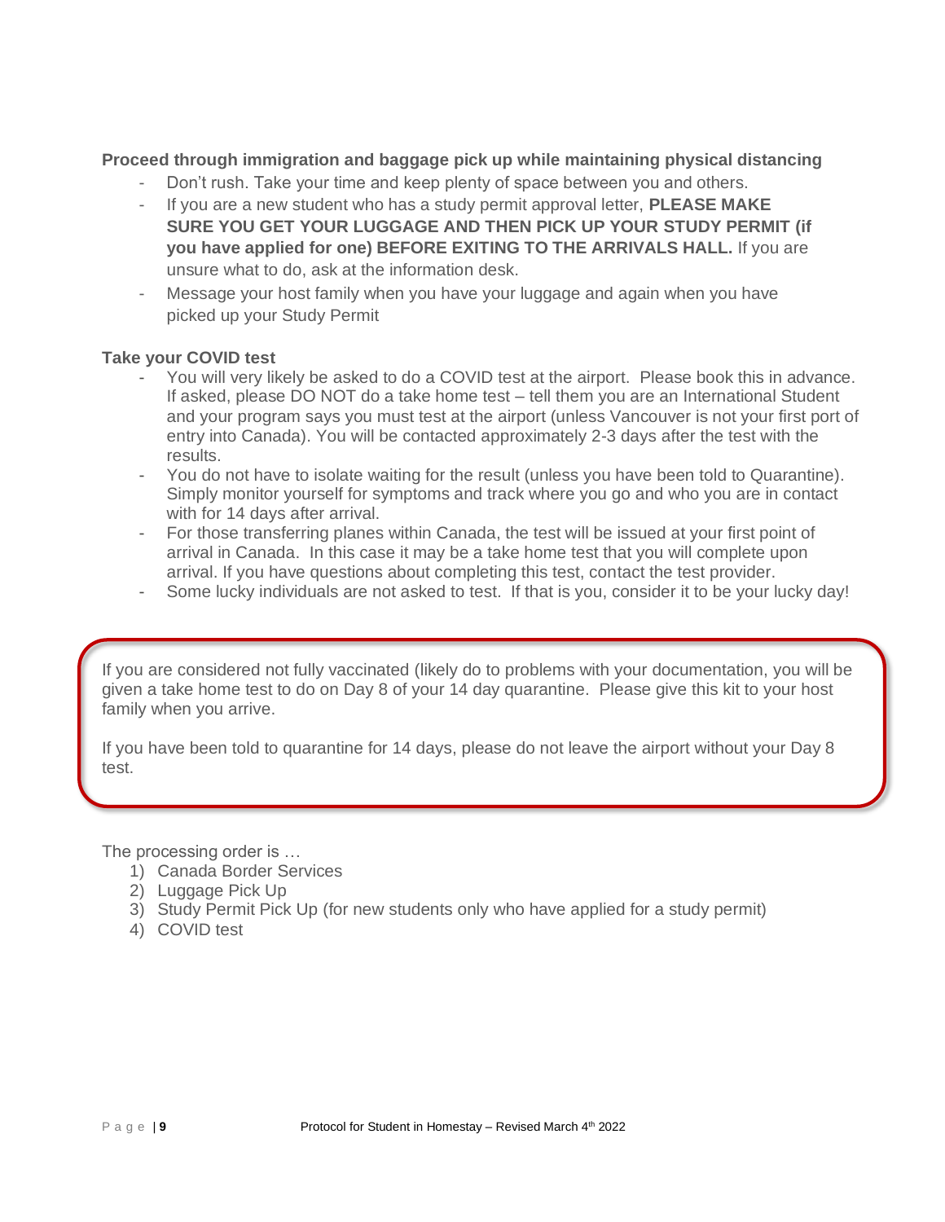**Proceed through immigration and baggage pick up while maintaining physical distancing**

- Don't rush. Take your time and keep plenty of space between you and others.
- If you are a new student who has a study permit approval letter, **PLEASE MAKE SURE YOU GET YOUR LUGGAGE AND THEN PICK UP YOUR STUDY PERMIT (if you have applied for one) BEFORE EXITING TO THE ARRIVALS HALL.** If you are unsure what to do, ask at the information desk.
- Message your host family when you have your luggage and again when you have picked up your Study Permit

**Take your COVID test**

- You will very likely be asked to do a COVID test at the airport. Please book this in advance. If asked, please DO NOT do a take home test – tell them you are an International Student and your program says you must test at the airport (unless Vancouver is not your first port of entry into Canada). You will be contacted approximately 2-3 days after the test with the results.
- You do not have to isolate waiting for the result (unless you have been told to Quarantine). Simply monitor yourself for symptoms and track where you go and who you are in contact with for 14 days after arrival.
- For those transferring planes within Canada, the test will be issued at your first point of arrival in Canada. In this case it may be a take home test that you will complete upon arrival. If you have questions about completing this test, contact the test provider.
- Some lucky individuals are not asked to test. If that is you, consider it to be your lucky day!

If you are considered not fully vaccinated (likely do to problems with your documentation, you will be given a take home test to do on Day 8 of your 14 day quarantine. Please give this kit to your host family when you arrive.

If you have been told to quarantine for 14 days, please do not leave the airport without your Day 8 test.

The processing order is …

1) Canada Border Services
2) Luggage Pick Up
3) Study Permit Pick Up (for new students only who have applied for a study permit)
4) COVID test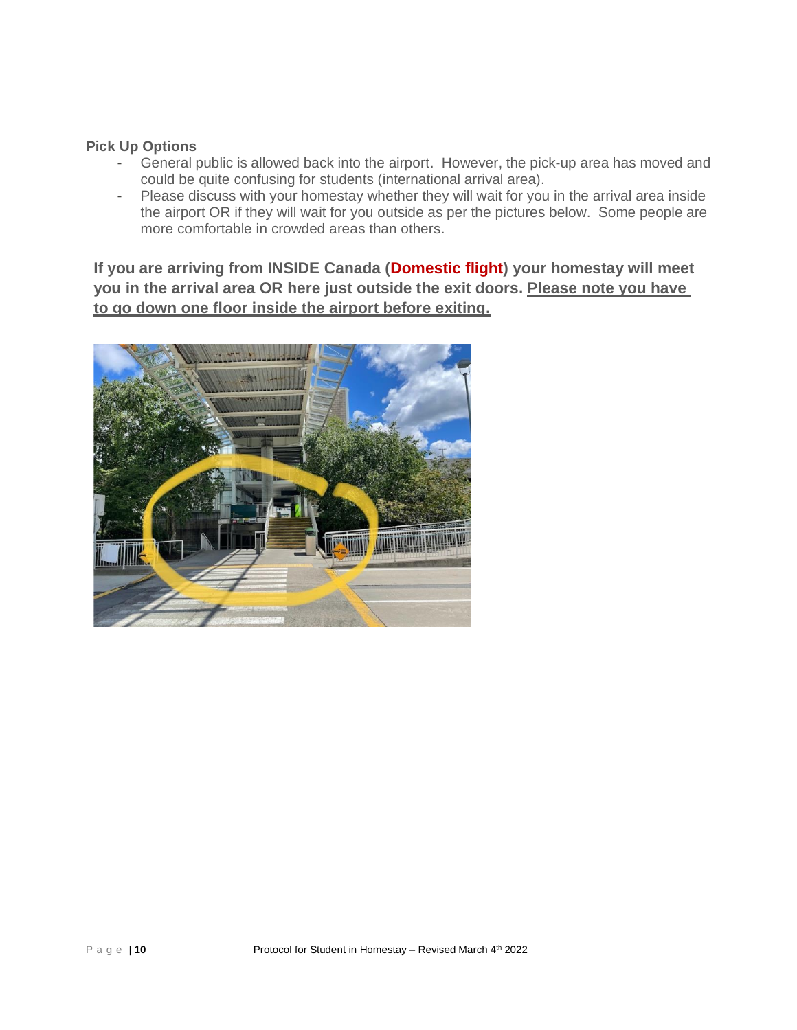**Pick Up Options**

- General public is allowed back into the airport. However, the pick-up area has moved and could be quite confusing for students (international arrival area).
- Please discuss with your homestay whether they will wait for you in the arrival area inside the airport OR if they will wait for you outside as per the pictures below. Some people are more comfortable in crowded areas than others.

**If you are arriving from INSIDE Canada (Domestic flight) your homestay will meet you in the arrival area OR here just outside the exit doors. <u>Please note you have to go down one floor inside the airport before exiting.</u>**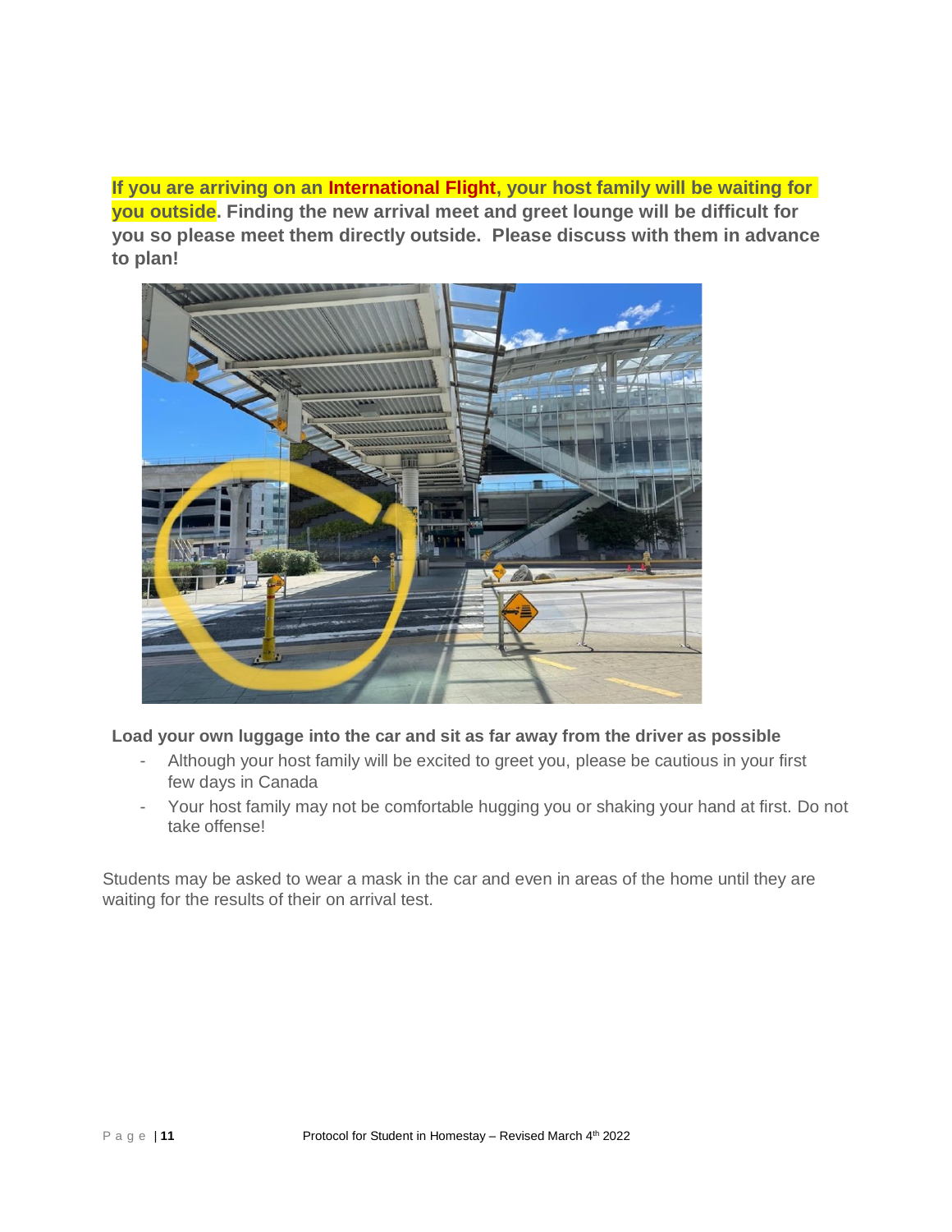**If you are arriving on an International Flight, your host family will be waiting for you outside. Finding the new arrival meet and greet lounge will be difficult for you so please meet them directly outside. Please discuss with them in advance to plan!**

**Load your own luggage into the car and sit as far away from the driver as possible**

- Although your host family will be excited to greet you, please be cautious in your first few days in Canada
- Your host family may not be comfortable hugging you or shaking your hand at first. Do not take offense!

Students may be asked to wear a mask in the car and even in areas of the home until they are waiting for the results of their on arrival test.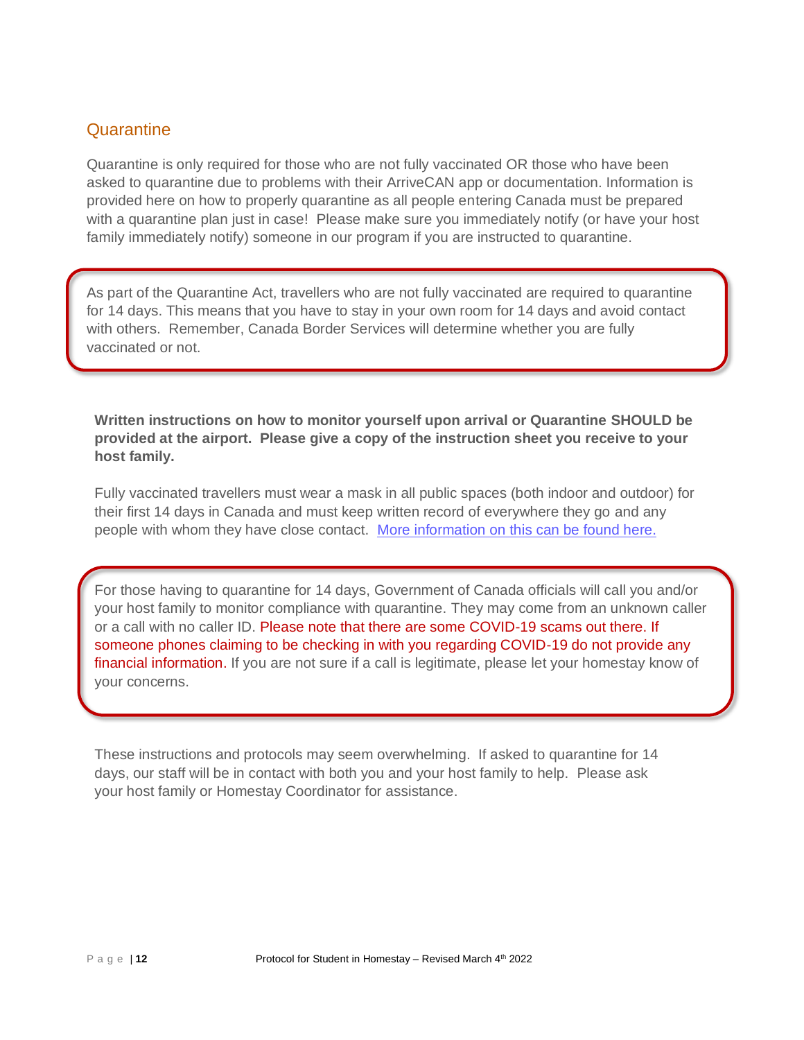## Quarantine

Quarantine is only required for those who are not fully vaccinated OR those who have been asked to quarantine due to problems with their ArriveCAN app or documentation. Information is provided here on how to properly quarantine as all people entering Canada must be prepared with a quarantine plan just in case! Please make sure you immediately notify (or have your host family immediately notify) someone in our program if you are instructed to quarantine.

> As part of the Quarantine Act, travellers who are not fully vaccinated are required to quarantine for 14 days. This means that you have to stay in your own room for 14 days and avoid contact with others. Remember, Canada Border Services will determine whether you are fully vaccinated or not.

**Written instructions on how to monitor yourself upon arrival or Quarantine SHOULD be provided at the airport. Please give a copy of the instruction sheet you receive to your host family.**

Fully vaccinated travellers must wear a mask in all public spaces (both indoor and outdoor) for their first 14 days in Canada and must keep written record of everywhere they go and any people with whom they have close contact. More information on this can be found here.

> For those having to quarantine for 14 days, Government of Canada officials will call you and/or your host family to monitor compliance with quarantine. They may come from an unknown caller or a call with no caller ID. Please note that there are some COVID-19 scams out there. If someone phones claiming to be checking in with you regarding COVID-19 do not provide any financial information. If you are not sure if a call is legitimate, please let your homestay know of your concerns.

These instructions and protocols may seem overwhelming. If asked to quarantine for 14 days, our staff will be in contact with both you and your host family to help. Please ask your host family or Homestay Coordinator for assistance.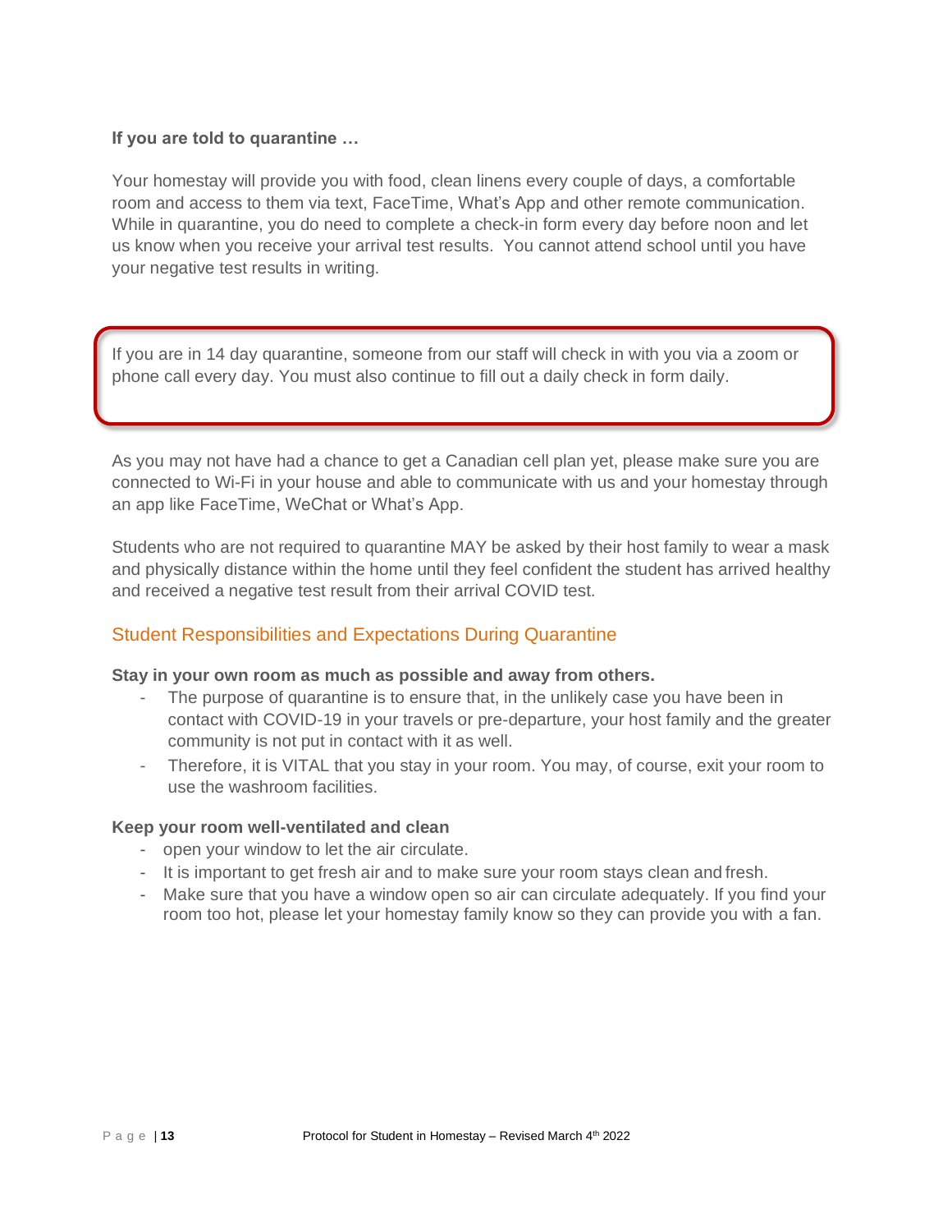**If you are told to quarantine …**

Your homestay will provide you with food, clean linens every couple of days, a comfortable room and access to them via text, FaceTime, What's App and other remote communication. While in quarantine, you do need to complete a check-in form every day before noon and let us know when you receive your arrival test results. You cannot attend school until you have your negative test results in writing.

If you are in 14 day quarantine, someone from our staff will check in with you via a zoom or phone call every day. You must also continue to fill out a daily check in form daily.

As you may not have had a chance to get a Canadian cell plan yet, please make sure you are connected to Wi-Fi in your house and able to communicate with us and your homestay through an app like FaceTime, WeChat or What's App.

Students who are not required to quarantine MAY be asked by their host family to wear a mask and physically distance within the home until they feel confident the student has arrived healthy and received a negative test result from their arrival COVID test.

## Student Responsibilities and Expectations During Quarantine

**Stay in your own room as much as possible and away from others.**

- The purpose of quarantine is to ensure that, in the unlikely case you have been in contact with COVID-19 in your travels or pre-departure, your host family and the greater community is not put in contact with it as well.
- Therefore, it is VITAL that you stay in your room. You may, of course, exit your room to use the washroom facilities.

**Keep your room well-ventilated and clean**

- open your window to let the air circulate.
- It is important to get fresh air and to make sure your room stays clean and fresh.
- Make sure that you have a window open so air can circulate adequately. If you find your room too hot, please let your homestay family know so they can provide you with a fan.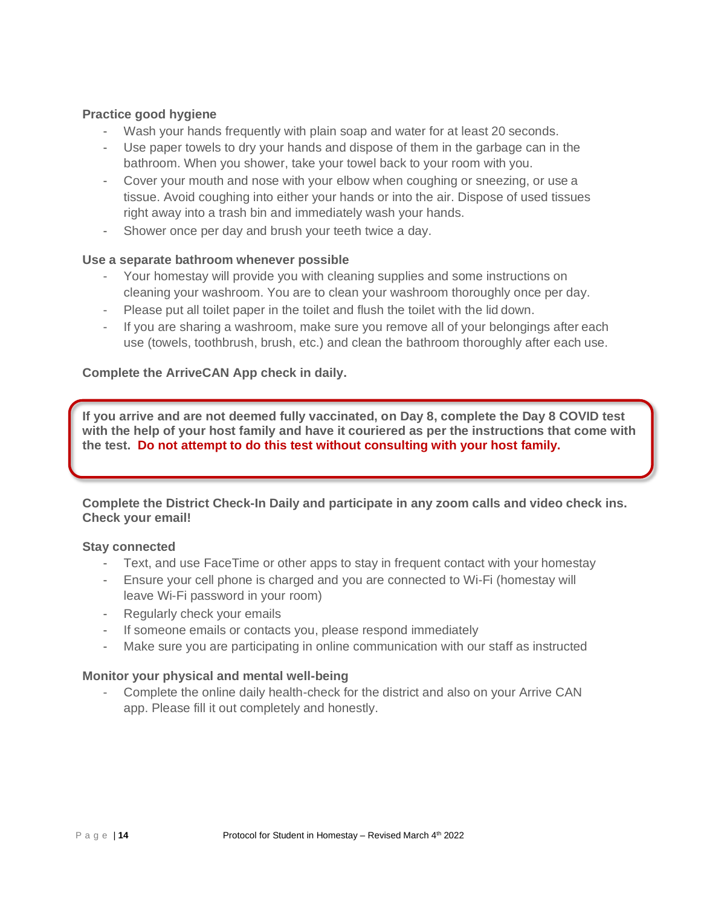**Practice good hygiene**

- Wash your hands frequently with plain soap and water for at least 20 seconds.
- Use paper towels to dry your hands and dispose of them in the garbage can in the bathroom. When you shower, take your towel back to your room with you.
- Cover your mouth and nose with your elbow when coughing or sneezing, or use a tissue. Avoid coughing into either your hands or into the air. Dispose of used tissues right away into a trash bin and immediately wash your hands.
- Shower once per day and brush your teeth twice a day.

**Use a separate bathroom whenever possible**

- Your homestay will provide you with cleaning supplies and some instructions on cleaning your washroom. You are to clean your washroom thoroughly once per day.
- Please put all toilet paper in the toilet and flush the toilet with the lid down.
- If you are sharing a washroom, make sure you remove all of your belongings after each use (towels, toothbrush, brush, etc.) and clean the bathroom thoroughly after each use.

**Complete the ArriveCAN App check in daily.**

**If you arrive and are not deemed fully vaccinated, on Day 8, complete the Day 8 COVID test with the help of your host family and have it couriered as per the instructions that come with the test. Do not attempt to do this test without consulting with your host family.**

**Complete the District Check-In Daily and participate in any zoom calls and video check ins. Check your email!**

**Stay connected**

- Text, and use FaceTime or other apps to stay in frequent contact with your homestay
- Ensure your cell phone is charged and you are connected to Wi-Fi (homestay will leave Wi-Fi password in your room)
- Regularly check your emails
- If someone emails or contacts you, please respond immediately
- Make sure you are participating in online communication with our staff as instructed

**Monitor your physical and mental well-being**

- Complete the online daily health-check for the district and also on your Arrive CAN app. Please fill it out completely and honestly.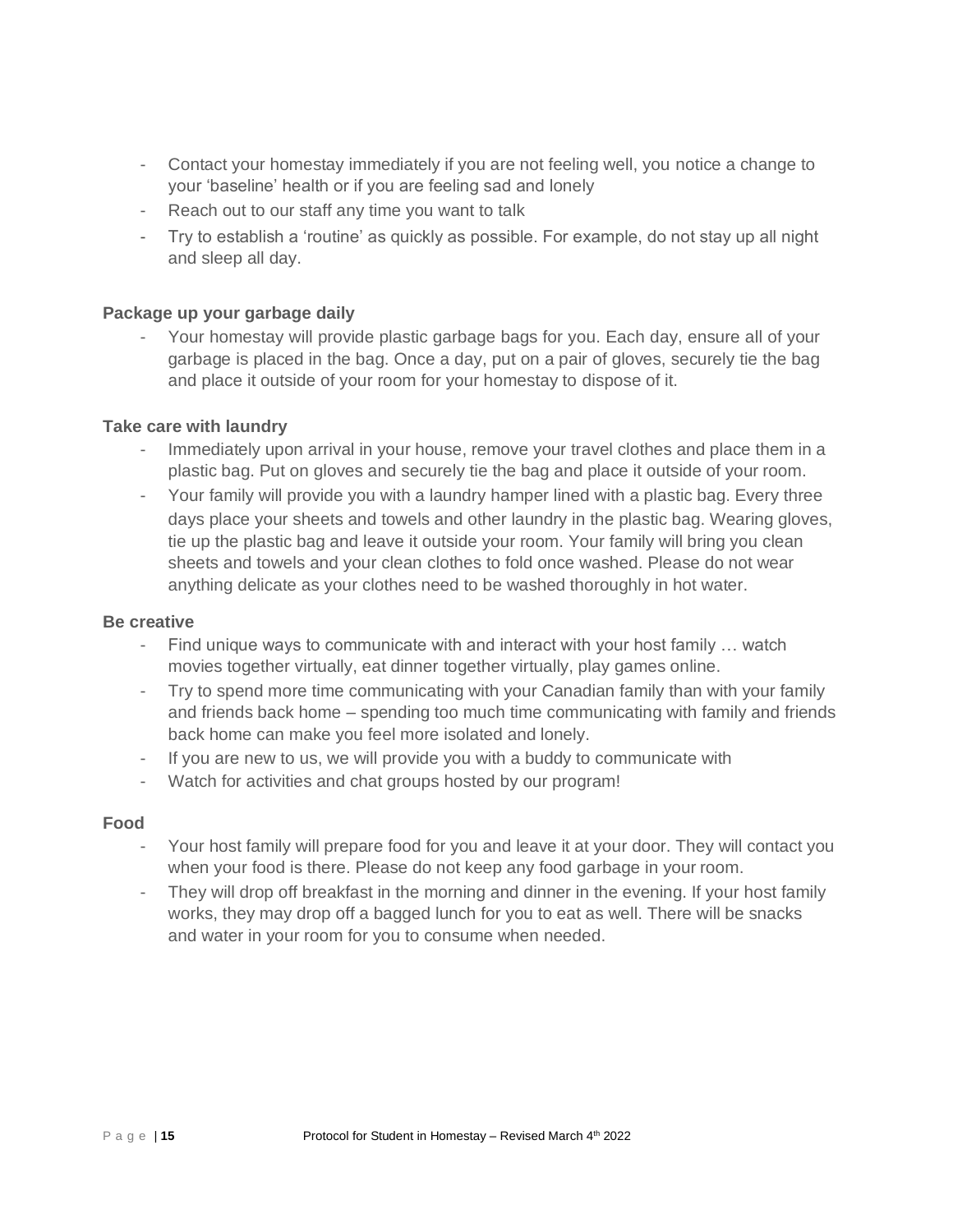- Contact your homestay immediately if you are not feeling well, you notice a change to your 'baseline' health or if you are feeling sad and lonely
- Reach out to our staff any time you want to talk
- Try to establish a 'routine' as quickly as possible. For example, do not stay up all night and sleep all day.

**Package up your garbage daily**

- Your homestay will provide plastic garbage bags for you. Each day, ensure all of your garbage is placed in the bag. Once a day, put on a pair of gloves, securely tie the bag and place it outside of your room for your homestay to dispose of it.

**Take care with laundry**

- Immediately upon arrival in your house, remove your travel clothes and place them in a plastic bag. Put on gloves and securely tie the bag and place it outside of your room.
- Your family will provide you with a laundry hamper lined with a plastic bag. Every three days place your sheets and towels and other laundry in the plastic bag. Wearing gloves, tie up the plastic bag and leave it outside your room. Your family will bring you clean sheets and towels and your clean clothes to fold once washed. Please do not wear anything delicate as your clothes need to be washed thoroughly in hot water.

**Be creative**

- Find unique ways to communicate with and interact with your host family … watch movies together virtually, eat dinner together virtually, play games online.
- Try to spend more time communicating with your Canadian family than with your family and friends back home – spending too much time communicating with family and friends back home can make you feel more isolated and lonely.
- If you are new to us, we will provide you with a buddy to communicate with
- Watch for activities and chat groups hosted by our program!

**Food**

- Your host family will prepare food for you and leave it at your door. They will contact you when your food is there. Please do not keep any food garbage in your room.
- They will drop off breakfast in the morning and dinner in the evening. If your host family works, they may drop off a bagged lunch for you to eat as well. There will be snacks and water in your room for you to consume when needed.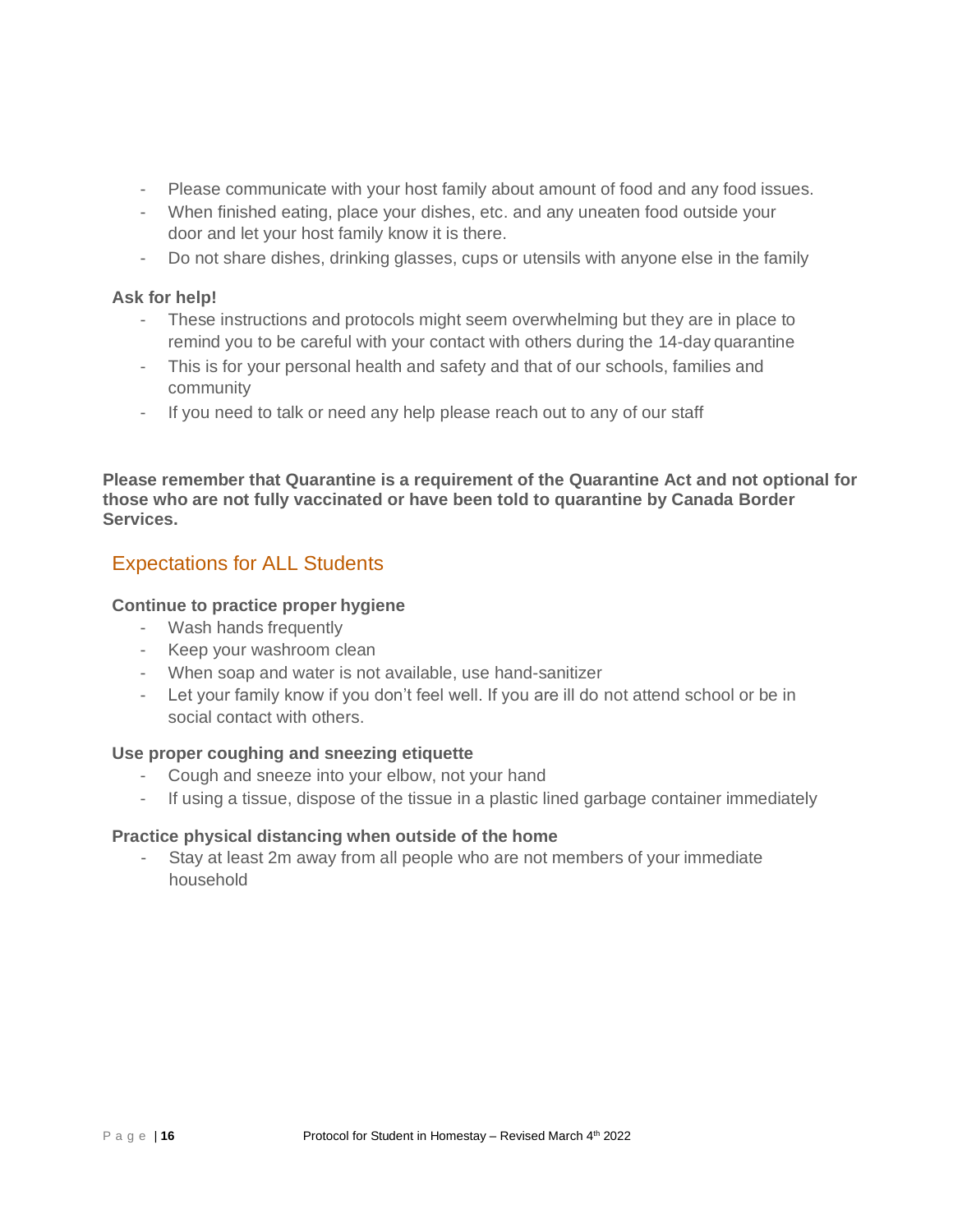- Please communicate with your host family about amount of food and any food issues.
- When finished eating, place your dishes, etc. and any uneaten food outside your door and let your host family know it is there.
- Do not share dishes, drinking glasses, cups or utensils with anyone else in the family

**Ask for help!**

- These instructions and protocols might seem overwhelming but they are in place to remind you to be careful with your contact with others during the 14-day quarantine
- This is for your personal health and safety and that of our schools, families and community
- If you need to talk or need any help please reach out to any of our staff

**Please remember that Quarantine is a requirement of the Quarantine Act and not optional for those who are not fully vaccinated or have been told to quarantine by Canada Border Services.**

## Expectations for ALL Students

**Continue to practice proper hygiene**

- Wash hands frequently
- Keep your washroom clean
- When soap and water is not available, use hand-sanitizer
- Let your family know if you don't feel well. If you are ill do not attend school or be in social contact with others.

**Use proper coughing and sneezing etiquette**

- Cough and sneeze into your elbow, not your hand
- If using a tissue, dispose of the tissue in a plastic lined garbage container immediately

**Practice physical distancing when outside of the home**

- Stay at least 2m away from all people who are not members of your immediate household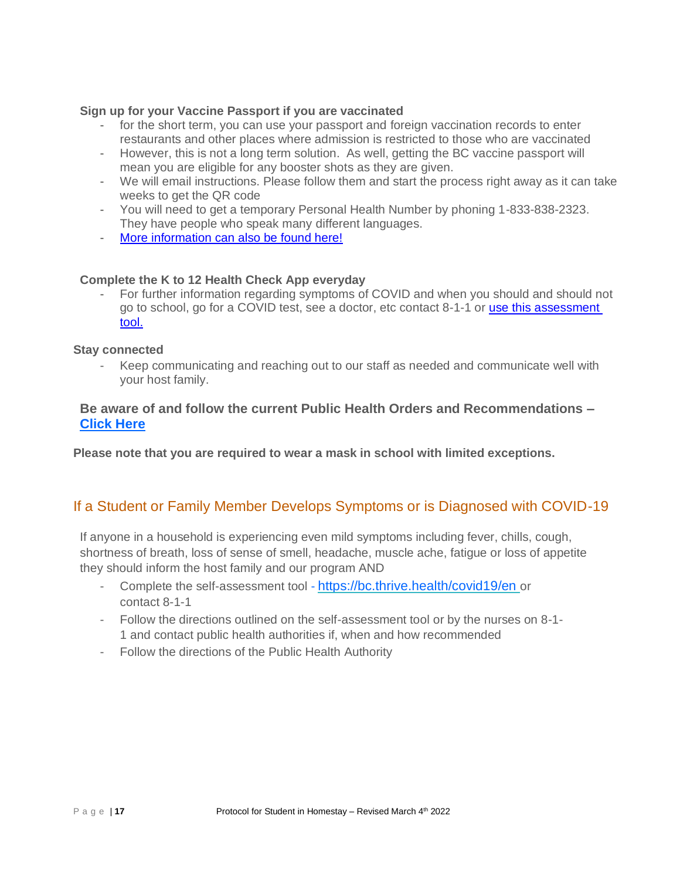**Sign up for your Vaccine Passport if you are vaccinated**

- for the short term, you can use your passport and foreign vaccination records to enter restaurants and other places where admission is restricted to those who are vaccinated
- However, this is not a long term solution. As well, getting the BC vaccine passport will mean you are eligible for any booster shots as they are given.
- We will email instructions. Please follow them and start the process right away as it can take weeks to get the QR code
- You will need to get a temporary Personal Health Number by phoning 1-833-838-2323. They have people who speak many different languages.
- More information can also be found here!

**Complete the K to 12 Health Check App everyday**

- For further information regarding symptoms of COVID and when you should and should not go to school, go for a COVID test, see a doctor, etc contact 8-1-1 or use this assessment tool.

**Stay connected**

- Keep communicating and reaching out to our staff as needed and communicate well with your host family.

**Be aware of and follow the current Public Health Orders and Recommendations – Click Here**

**Please note that you are required to wear a mask in school with limited exceptions.**

## If a Student or Family Member Develops Symptoms or is Diagnosed with COVID-19

If anyone in a household is experiencing even mild symptoms including fever, chills, cough, shortness of breath, loss of sense of smell, headache, muscle ache, fatigue or loss of appetite they should inform the host family and our program AND

- Complete the self-assessment tool - https://bc.thrive.health/covid19/en or contact 8-1-1
- Follow the directions outlined on the self-assessment tool or by the nurses on 8-1-1 and contact public health authorities if, when and how recommended
- Follow the directions of the Public Health Authority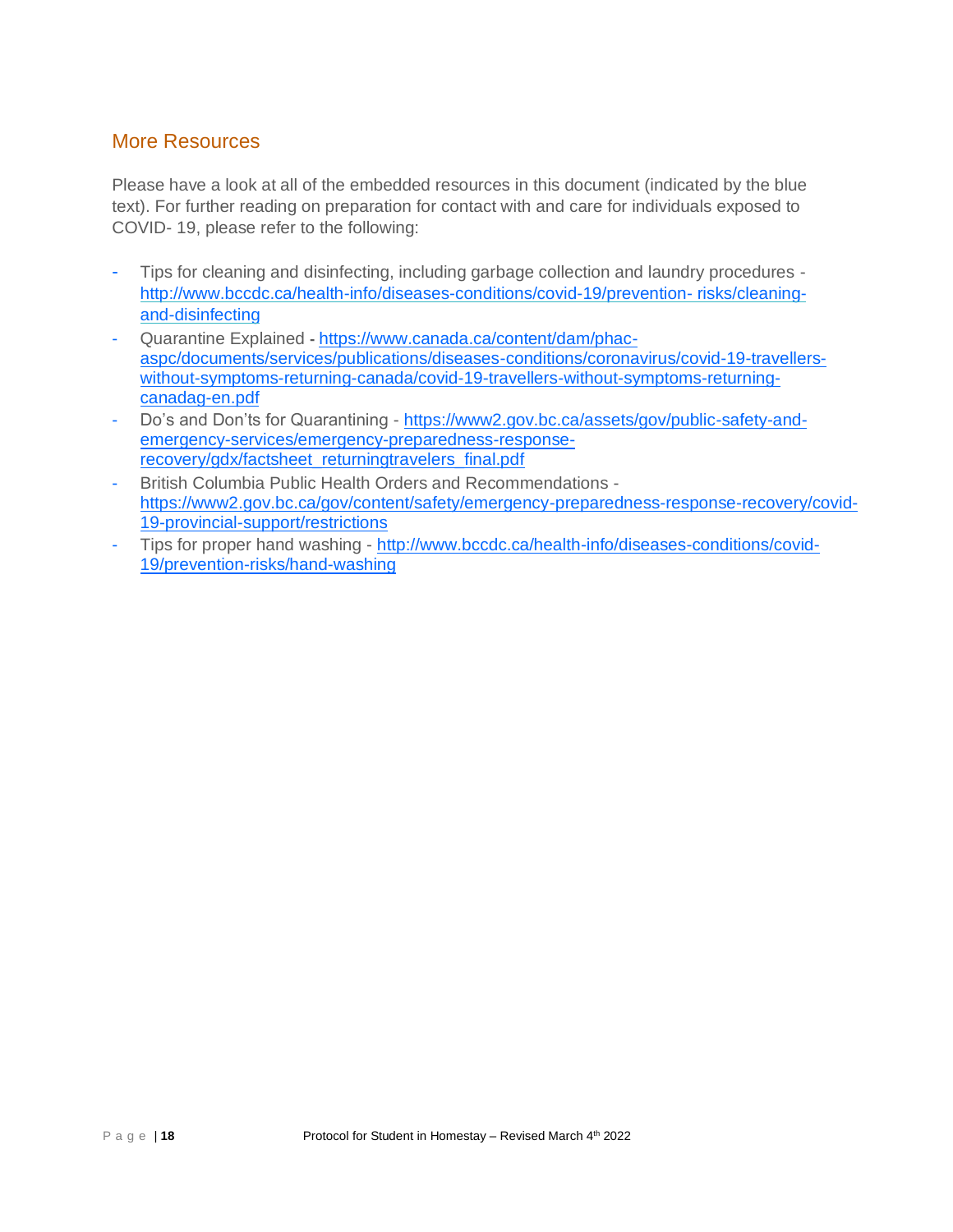## More Resources

Please have a look at all of the embedded resources in this document (indicated by the blue text). For further reading on preparation for contact with and care for individuals exposed to COVID- 19, please refer to the following:

- Tips for cleaning and disinfecting, including garbage collection and laundry procedures - http://www.bccdc.ca/health-info/diseases-conditions/covid-19/prevention- risks/cleaning-and-disinfecting
- Quarantine Explained - https://www.canada.ca/content/dam/phac-aspc/documents/services/publications/diseases-conditions/coronavirus/covid-19-travellers-without-symptoms-returning-canada/covid-19-travellers-without-symptoms-returning-canadag-en.pdf
- Do's and Don'ts for Quarantining - https://www2.gov.bc.ca/assets/gov/public-safety-and-emergency-services/emergency-preparedness-response-recovery/gdx/factsheet_returningtravelers_final.pdf
- British Columbia Public Health Orders and Recommendations - https://www2.gov.bc.ca/gov/content/safety/emergency-preparedness-response-recovery/covid-19-provincial-support/restrictions
- Tips for proper hand washing - http://www.bccdc.ca/health-info/diseases-conditions/covid-19/prevention-risks/hand-washing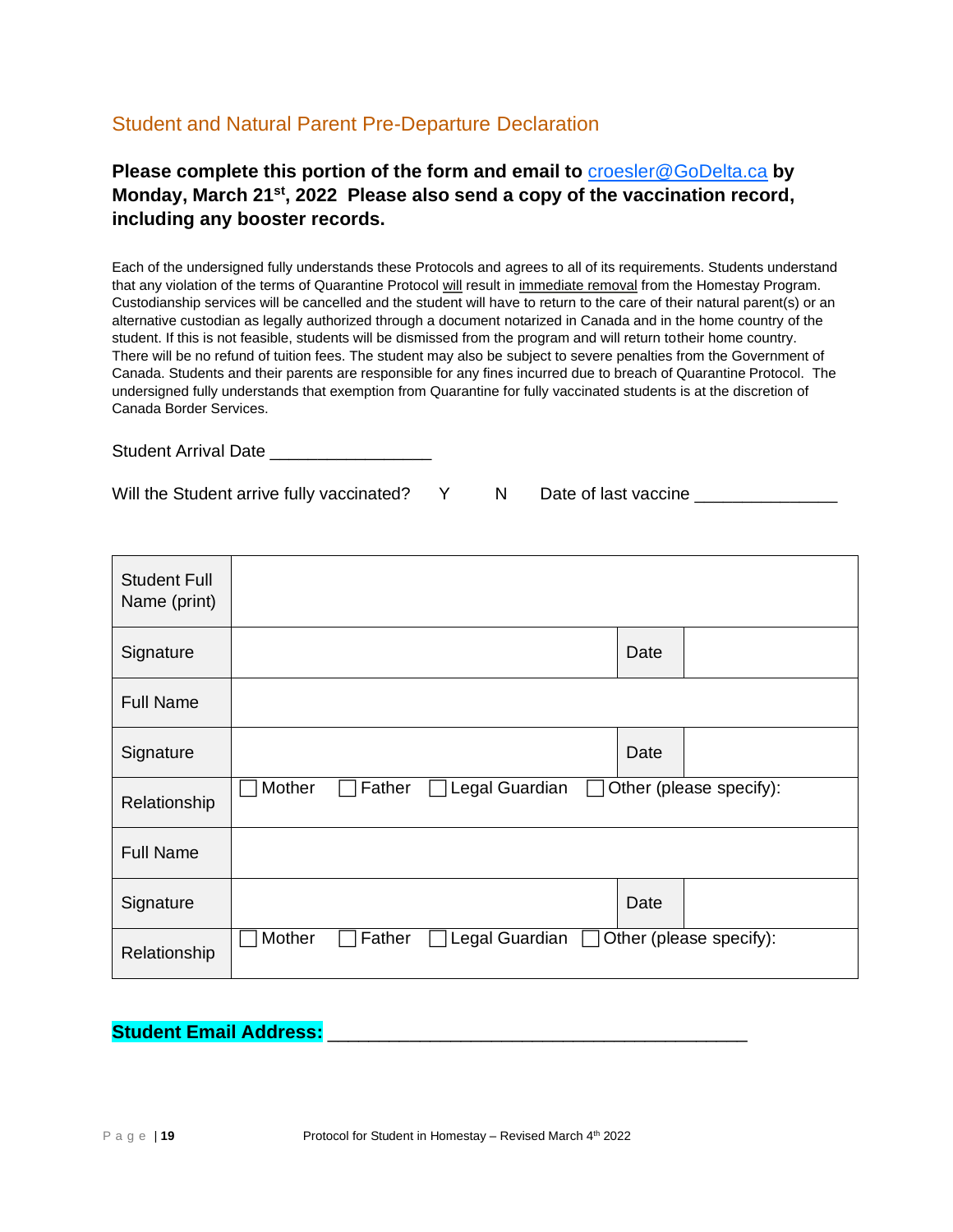## Student and Natural Parent Pre-Departure Declaration

**Please complete this portion of the form and email to croesler@GoDelta.ca by Monday, March 21st, 2022  Please also send a copy of the vaccination record, including any booster records.**

Each of the undersigned fully understands these Protocols and agrees to all of its requirements. Students understand that any violation of the terms of Quarantine Protocol will result in immediate removal from the Homestay Program. Custodianship services will be cancelled and the student will have to return to the care of their natural parent(s) or an alternative custodian as legally authorized through a document notarized in Canada and in the home country of the student. If this is not feasible, students will be dismissed from the program and will return totheir home country. There will be no refund of tuition fees. The student may also be subject to severe penalties from the Government of Canada. Students and their parents are responsible for any fines incurred due to breach of Quarantine Protocol.  The undersigned fully understands that exemption from Quarantine for fully vaccinated students is at the discretion of Canada Border Services.

Student Arrival Date _________________

Will the Student arrive fully vaccinated?    Y    N    Date of last vaccine _______________

| | | | |
|---|---|---|---|
| Student Full Name (print) | | | |
| Signature | | Date | |
| Full Name | | | |
| Signature | | Date | |
| Relationship | ☐ Mother ☐ Father ☐ Legal Guardian ☐ Other (please specify): | | |
| Full Name | | | |
| Signature | | Date | |
| Relationship | ☐ Mother ☐ Father ☐ Legal Guardian ☐ Other (please specify): | | |

**Student Email Address:** ________________________________________